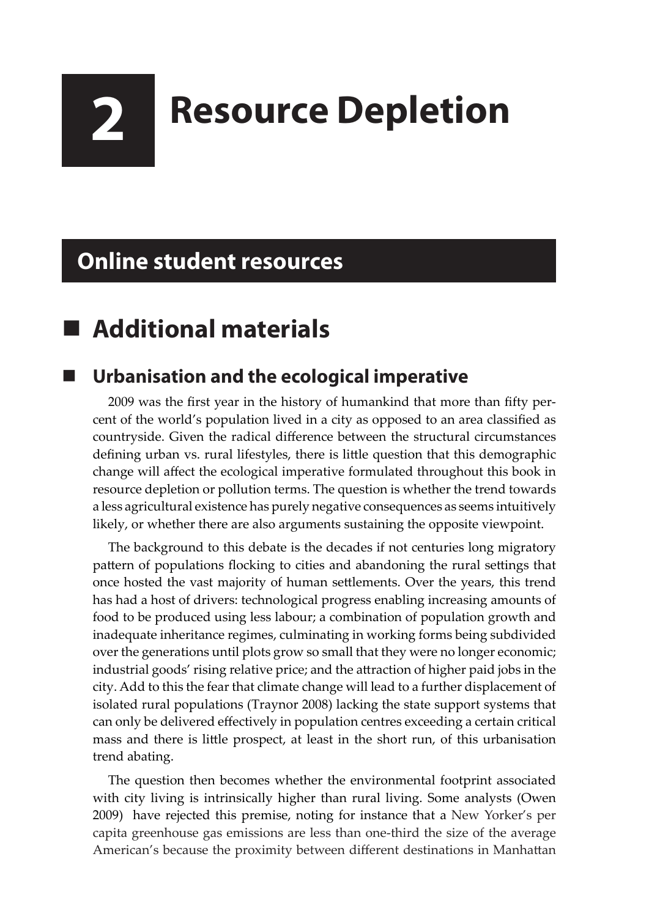# 2 Resource Depletion

## Online student resources

## ■ Additional materials

### ■ Urbanisation and the ecological imperative

2009 was the first year in the history of humankind that more than fifty percent of the world's population lived in a city as opposed to an area classified as countryside. Given the radical difference between the structural circumstances defining urban vs. rural lifestyles, there is little question that this demographic change will affect the ecological imperative formulated throughout this book in resource depletion or pollution terms. The question is whether the trend towards a less agricultural existence has purely negative consequences as seems intuitively likely, or whether there are also arguments sustaining the opposite viewpoint.

The background to this debate is the decades if not centuries long migratory pattern of populations flocking to cities and abandoning the rural settings that once hosted the vast majority of human settlements. Over the years, this trend has had a host of drivers: technological progress enabling increasing amounts of food to be produced using less labour; a combination of population growth and inadequate inheritance regimes, culminating in working forms being subdivided over the generations until plots grow so small that they were no longer economic; industrial goods' rising relative price; and the attraction of higher paid jobs in the city. Add to this the fear that climate change will lead to a further displacement of isolated rural populations (Traynor 2008) lacking the state support systems that can only be delivered effectively in population centres exceeding a certain critical mass and there is little prospect, at least in the short run, of this urbanisation trend abating.

The question then becomes whether the environmental footprint associated with city living is intrinsically higher than rural living. Some analysts (Owen 2009) have rejected this premise, noting for instance that a New Yorker's per capita greenhouse gas emissions are less than one-third the size of the average American's because the proximity between different destinations in Manhattan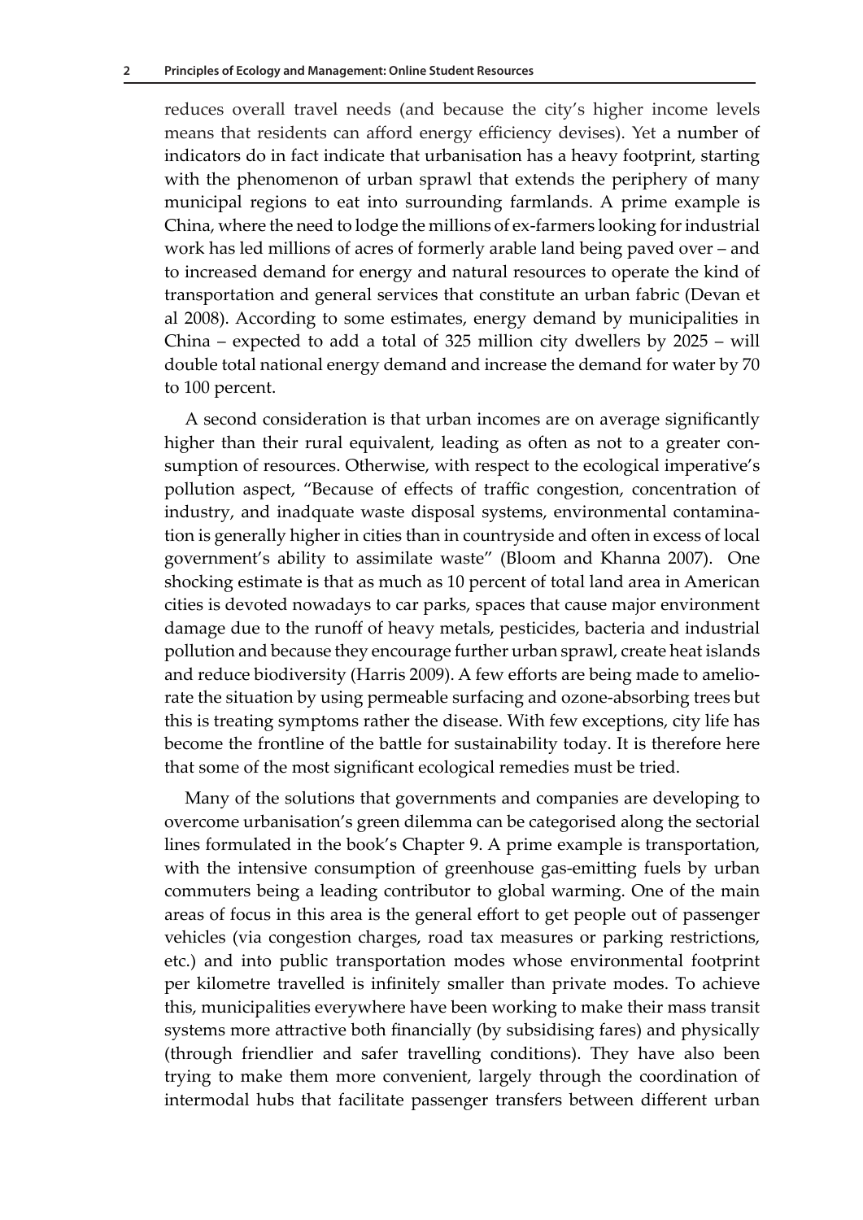reduces overall travel needs (and because the city's higher income levels means that residents can afford energy efficiency devises). Yet a number of indicators do in fact indicate that urbanisation has a heavy footprint, starting with the phenomenon of urban sprawl that extends the periphery of many municipal regions to eat into surrounding farmlands. A prime example is China, where the need to lodge the millions of ex-farmers looking for industrial work has led millions of acres of formerly arable land being paved over – and to increased demand for energy and natural resources to operate the kind of transportation and general services that constitute an urban fabric (Devan et al 2008). According to some estimates, energy demand by municipalities in China – expected to add a total of 325 million city dwellers by 2025 – will double total national energy demand and increase the demand for water by 70 to 100 percent.

A second consideration is that urban incomes are on average significantly higher than their rural equivalent, leading as often as not to a greater consumption of resources. Otherwise, with respect to the ecological imperative's pollution aspect, "Because of effects of traffic congestion, concentration of industry, and inadquate waste disposal systems, environmental contamination is generally higher in cities than in countryside and often in excess of local government's ability to assimilate waste" (Bloom and Khanna 2007). One shocking estimate is that as much as 10 percent of total land area in American cities is devoted nowadays to car parks, spaces that cause major environment damage due to the runoff of heavy metals, pesticides, bacteria and industrial pollution and because they encourage further urban sprawl, create heat islands and reduce biodiversity (Harris 2009). A few efforts are being made to ameliorate the situation by using permeable surfacing and ozone-absorbing trees but this is treating symptoms rather the disease. With few exceptions, city life has become the frontline of the battle for sustainability today. It is therefore here that some of the most significant ecological remedies must be tried.

Many of the solutions that governments and companies are developing to overcome urbanisation's green dilemma can be categorised along the sectorial lines formulated in the book's Chapter 9. A prime example is transportation, with the intensive consumption of greenhouse gas-emitting fuels by urban commuters being a leading contributor to global warming. One of the main areas of focus in this area is the general effort to get people out of passenger vehicles (via congestion charges, road tax measures or parking restrictions, etc.) and into public transportation modes whose environmental footprint per kilometre travelled is infinitely smaller than private modes. To achieve this, municipalities everywhere have been working to make their mass transit systems more attractive both financially (by subsidising fares) and physically (through friendlier and safer travelling conditions). They have also been trying to make them more convenient, largely through the coordination of intermodal hubs that facilitate passenger transfers between different urban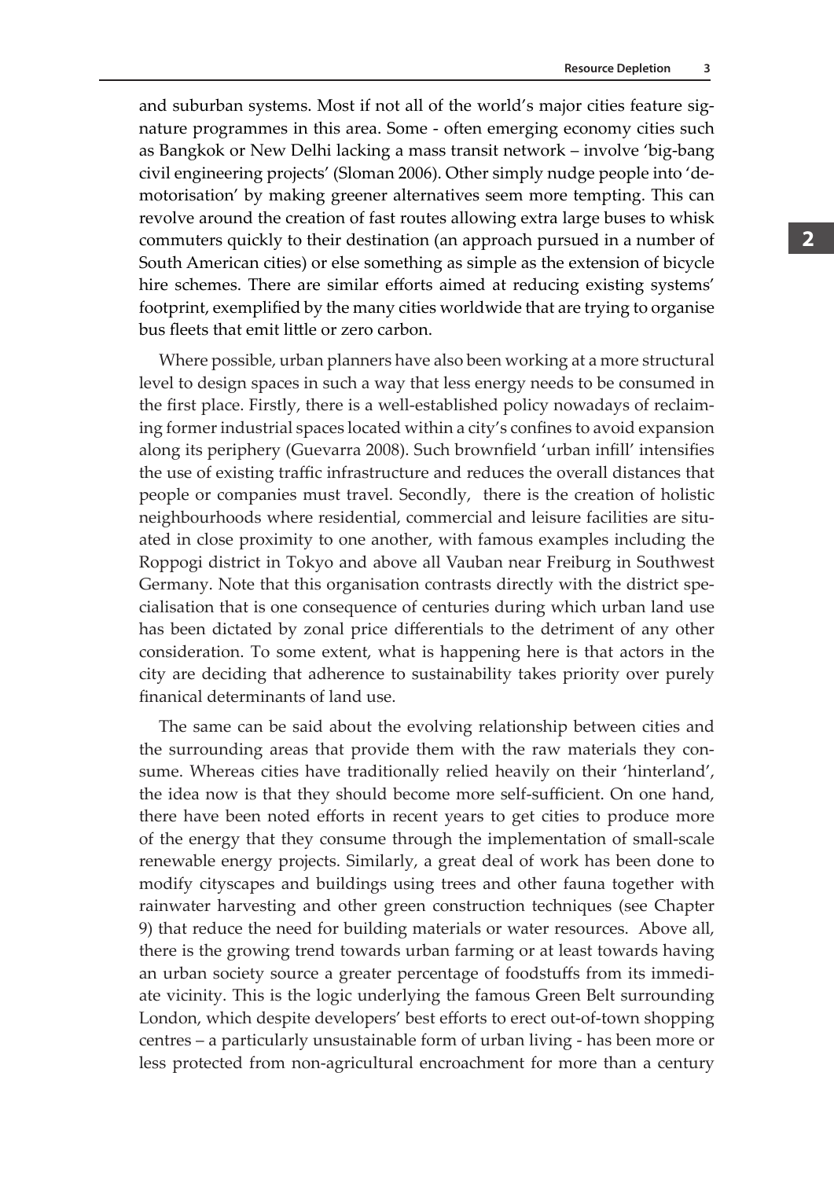and suburban systems. Most if not all of the world's major cities feature signature programmes in this area. Some - often emerging economy cities such as Bangkok or New Delhi lacking a mass transit network – involve 'big-bang civil engineering projects' (Sloman 2006). Other simply nudge people into 'de-motorisation' by making greener alternatives seem more tempting. This can revolve around the creation of fast routes allowing extra large buses to whisk commuters quickly to their destination (an approach pursued in a number of South American cities) or else something as simple as the extension of bicycle hire schemes. There are similar efforts aimed at reducing existing systems' footprint, exemplified by the many cities worldwide that are trying to organise bus fleets that emit little or zero carbon.

Where possible, urban planners have also been working at a more structural level to design spaces in such a way that less energy needs to be consumed in the first place. Firstly, there is a well-established policy nowadays of reclaiming former industrial spaces located within a city's confines to avoid expansion along its periphery (Guevarra 2008). Such brownfield 'urban infill' intensifies the use of existing traffic infrastructure and reduces the overall distances that people or companies must travel. Secondly, there is the creation of holistic neighbourhoods where residential, commercial and leisure facilities are situated in close proximity to one another, with famous examples including the Roppogi district in Tokyo and above all Vauban near Freiburg in Southwest Germany. Note that this organisation contrasts directly with the district specialisation that is one consequence of centuries during which urban land use has been dictated by zonal price differentials to the detriment of any other consideration. To some extent, what is happening here is that actors in the city are deciding that adherence to sustainability takes priority over purely finanical determinants of land use.

The same can be said about the evolving relationship between cities and the surrounding areas that provide them with the raw materials they consume. Whereas cities have traditionally relied heavily on their 'hinterland', the idea now is that they should become more self-sufficient. On one hand, there have been noted efforts in recent years to get cities to produce more of the energy that they consume through the implementation of small-scale renewable energy projects. Similarly, a great deal of work has been done to modify cityscapes and buildings using trees and other fauna together with rainwater harvesting and other green construction techniques (see Chapter 9) that reduce the need for building materials or water resources. Above all, there is the growing trend towards urban farming or at least towards having an urban society source a greater percentage of foodstuffs from its immediate vicinity. This is the logic underlying the famous Green Belt surrounding London, which despite developers' best efforts to erect out-of-town shopping centres – a particularly unsustainable form of urban living - has been more or less protected from non-agricultural encroachment for more than a century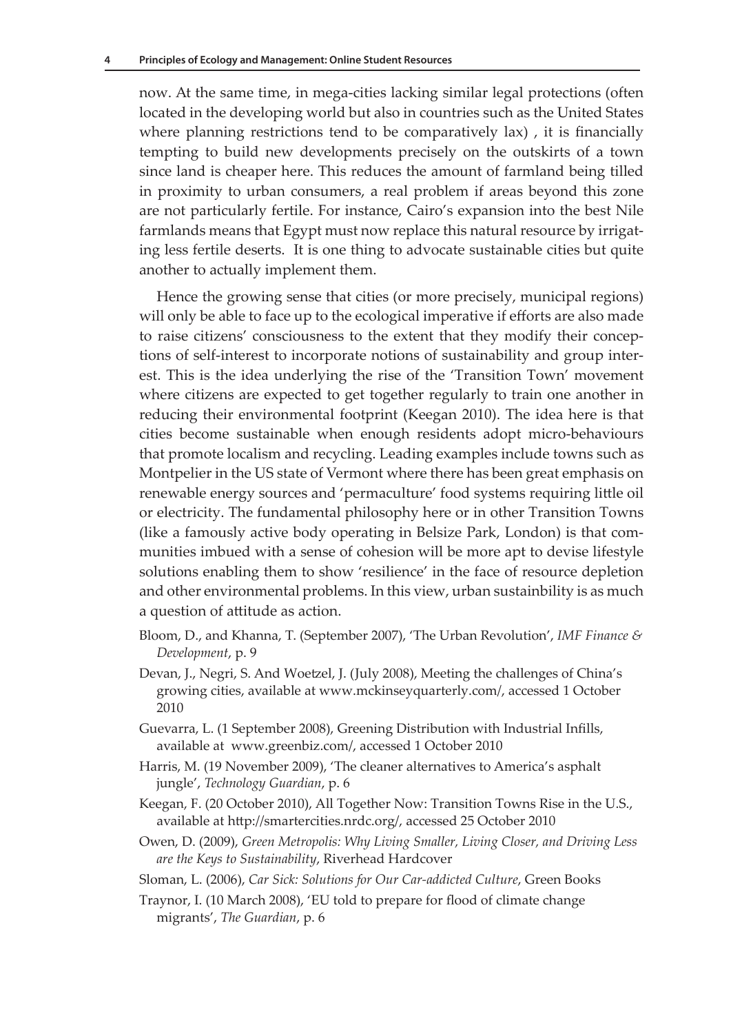now. At the same time, in mega-cities lacking similar legal protections (often located in the developing world but also in countries such as the United States where planning restrictions tend to be comparatively lax) , it is financially tempting to build new developments precisely on the outskirts of a town since land is cheaper here. This reduces the amount of farmland being tilled in proximity to urban consumers, a real problem if areas beyond this zone are not particularly fertile. For instance, Cairo's expansion into the best Nile farmlands means that Egypt must now replace this natural resource by irrigating less fertile deserts. It is one thing to advocate sustainable cities but quite another to actually implement them.

Hence the growing sense that cities (or more precisely, municipal regions) will only be able to face up to the ecological imperative if efforts are also made to raise citizens' consciousness to the extent that they modify their conceptions of self-interest to incorporate notions of sustainability and group interest. This is the idea underlying the rise of the 'Transition Town' movement where citizens are expected to get together regularly to train one another in reducing their environmental footprint (Keegan 2010). The idea here is that cities become sustainable when enough residents adopt micro-behaviours that promote localism and recycling. Leading examples include towns such as Montpelier in the US state of Vermont where there has been great emphasis on renewable energy sources and 'permaculture' food systems requiring little oil or electricity. The fundamental philosophy here or in other Transition Towns (like a famously active body operating in Belsize Park, London) is that communities imbued with a sense of cohesion will be more apt to devise lifestyle solutions enabling them to show 'resilience' in the face of resource depletion and other environmental problems. In this view, urban sustainbility is as much a question of attitude as action.

Bloom, D., and Khanna, T. (September 2007), 'The Urban Revolution', *IMF Finance & Development*, p. 9

Devan, J., Negri, S. And Woetzel, J. (July 2008), Meeting the challenges of China's growing cities, available at www.mckinseyquarterly.com/, accessed 1 October 2010

Guevarra, L. (1 September 2008), Greening Distribution with Industrial Infills, available at www.greenbiz.com/, accessed 1 October 2010

Harris, M. (19 November 2009), 'The cleaner alternatives to America's asphalt jungle', *Technology Guardian*, p. 6

Keegan, F. (20 October 2010), All Together Now: Transition Towns Rise in the U.S., available at http://smartercities.nrdc.org/, accessed 25 October 2010

Owen, D. (2009), *Green Metropolis: Why Living Smaller, Living Closer, and Driving Less are the Keys to Sustainability*, Riverhead Hardcover

Sloman, L. (2006), *Car Sick: Solutions for Our Car-addicted Culture*, Green Books

Traynor, I. (10 March 2008), 'EU told to prepare for flood of climate change migrants', *The Guardian*, p. 6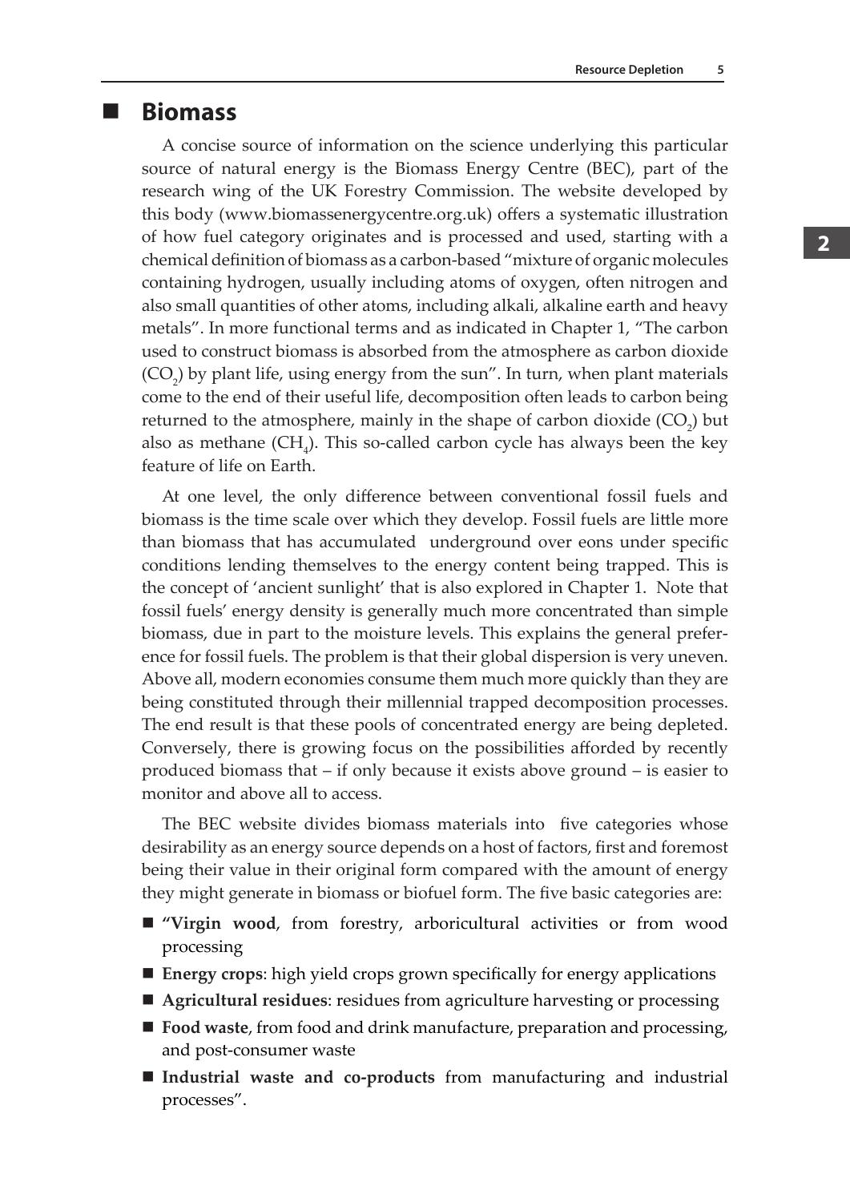## Biomass

A concise source of information on the science underlying this particular source of natural energy is the Biomass Energy Centre (BEC), part of the research wing of the UK Forestry Commission. The website developed by this body (www.biomassenergycentre.org.uk) offers a systematic illustration of how fuel category originates and is processed and used, starting with a chemical definition of biomass as a carbon-based "mixture of organic molecules containing hydrogen, usually including atoms of oxygen, often nitrogen and also small quantities of other atoms, including alkali, alkaline earth and heavy metals". In more functional terms and as indicated in Chapter 1, "The carbon used to construct biomass is absorbed from the atmosphere as carbon dioxide ($CO_2$) by plant life, using energy from the sun". In turn, when plant materials come to the end of their useful life, decomposition often leads to carbon being returned to the atmosphere, mainly in the shape of carbon dioxide ($CO_2$) but also as methane ($CH_4$). This so-called carbon cycle has always been the key feature of life on Earth.

At one level, the only difference between conventional fossil fuels and biomass is the time scale over which they develop. Fossil fuels are little more than biomass that has accumulated underground over eons under specific conditions lending themselves to the energy content being trapped. This is the concept of 'ancient sunlight' that is also explored in Chapter 1. Note that fossil fuels' energy density is generally much more concentrated than simple biomass, due in part to the moisture levels. This explains the general preference for fossil fuels. The problem is that their global dispersion is very uneven. Above all, modern economies consume them much more quickly than they are being constituted through their millennial trapped decomposition processes. The end result is that these pools of concentrated energy are being depleted. Conversely, there is growing focus on the possibilities afforded by recently produced biomass that – if only because it exists above ground – is easier to monitor and above all to access.

The BEC website divides biomass materials into five categories whose desirability as an energy source depends on a host of factors, first and foremost being their value in their original form compared with the amount of energy they might generate in biomass or biofuel form. The five basic categories are:

- "**Virgin wood**, from forestry, arboricultural activities or from wood processing
- **Energy crops**: high yield crops grown specifically for energy applications
- **Agricultural residues**: residues from agriculture harvesting or processing
- **Food waste**, from food and drink manufacture, preparation and processing, and post-consumer waste
- **Industrial waste and co-products** from manufacturing and industrial processes".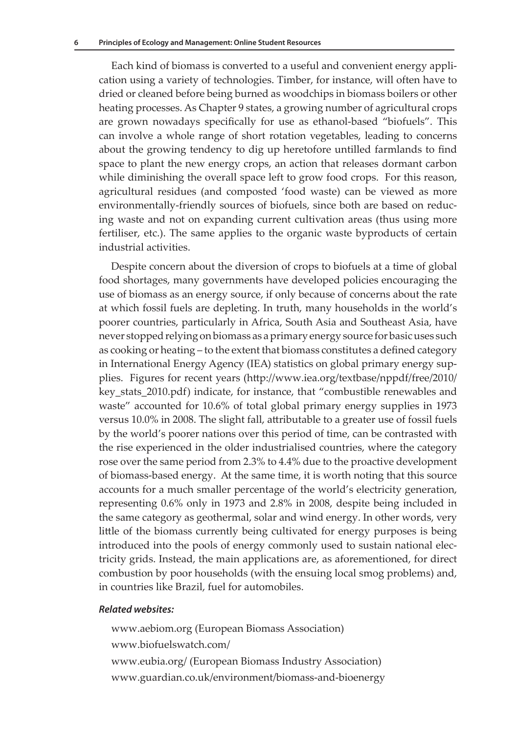Each kind of biomass is converted to a useful and convenient energy application using a variety of technologies. Timber, for instance, will often have to dried or cleaned before being burned as woodchips in biomass boilers or other heating processes. As Chapter 9 states, a growing number of agricultural crops are grown nowadays specifically for use as ethanol-based "biofuels". This can involve a whole range of short rotation vegetables, leading to concerns about the growing tendency to dig up heretofore untilled farmlands to find space to plant the new energy crops, an action that releases dormant carbon while diminishing the overall space left to grow food crops. For this reason, agricultural residues (and composted 'food waste) can be viewed as more environmentally-friendly sources of biofuels, since both are based on reducing waste and not on expanding current cultivation areas (thus using more fertiliser, etc.). The same applies to the organic waste byproducts of certain industrial activities.

Despite concern about the diversion of crops to biofuels at a time of global food shortages, many governments have developed policies encouraging the use of biomass as an energy source, if only because of concerns about the rate at which fossil fuels are depleting. In truth, many households in the world's poorer countries, particularly in Africa, South Asia and Southeast Asia, have never stopped relying on biomass as a primary energy source for basic uses such as cooking or heating – to the extent that biomass constitutes a defined category in International Energy Agency (IEA) statistics on global primary energy supplies. Figures for recent years (http://www.iea.org/textbase/nppdf/free/2010/key_stats_2010.pdf) indicate, for instance, that "combustible renewables and waste" accounted for 10.6% of total global primary energy supplies in 1973 versus 10.0% in 2008. The slight fall, attributable to a greater use of fossil fuels by the world's poorer nations over this period of time, can be contrasted with the rise experienced in the older industrialised countries, where the category rose over the same period from 2.3% to 4.4% due to the proactive development of biomass-based energy. At the same time, it is worth noting that this source accounts for a much smaller percentage of the world's electricity generation, representing 0.6% only in 1973 and 2.8% in 2008, despite being included in the same category as geothermal, solar and wind energy. In other words, very little of the biomass currently being cultivated for energy purposes is being introduced into the pools of energy commonly used to sustain national electricity grids. Instead, the main applications are, as aforementioned, for direct combustion by poor households (with the ensuing local smog problems) and, in countries like Brazil, fuel for automobiles.

***Related websites:***

www.aebiom.org (European Biomass Association)

www.biofuelswatch.com/

www.eubia.org/ (European Biomass Industry Association)

www.guardian.co.uk/environment/biomass-and-bioenergy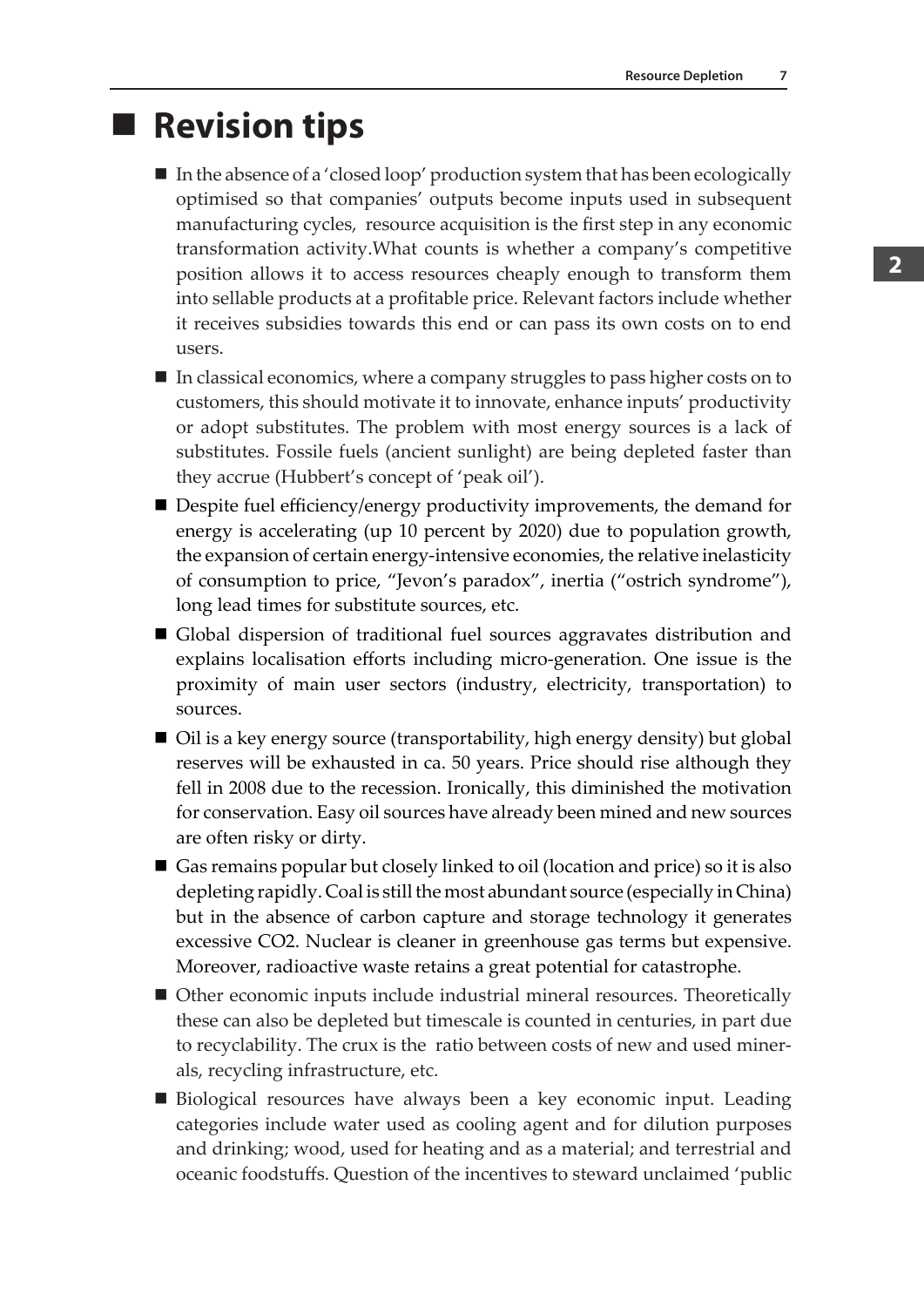# Revision tips

- In the absence of a 'closed loop' production system that has been ecologically optimised so that companies' outputs become inputs used in subsequent manufacturing cycles, resource acquisition is the first step in any economic transformation activity.What counts is whether a company's competitive position allows it to access resources cheaply enough to transform them into sellable products at a profitable price. Relevant factors include whether it receives subsidies towards this end or can pass its own costs on to end users.
- In classical economics, where a company struggles to pass higher costs on to customers, this should motivate it to innovate, enhance inputs' productivity or adopt substitutes. The problem with most energy sources is a lack of substitutes. Fossile fuels (ancient sunlight) are being depleted faster than they accrue (Hubbert's concept of 'peak oil').
- Despite fuel efficiency/energy productivity improvements, the demand for energy is accelerating (up 10 percent by 2020) due to population growth, the expansion of certain energy-intensive economies, the relative inelasticity of consumption to price, "Jevon's paradox", inertia ("ostrich syndrome"), long lead times for substitute sources, etc.
- Global dispersion of traditional fuel sources aggravates distribution and explains localisation efforts including micro-generation. One issue is the proximity of main user sectors (industry, electricity, transportation) to sources.
- Oil is a key energy source (transportability, high energy density) but global reserves will be exhausted in ca. 50 years. Price should rise although they fell in 2008 due to the recession. Ironically, this diminished the motivation for conservation. Easy oil sources have already been mined and new sources are often risky or dirty.
- Gas remains popular but closely linked to oil (location and price) so it is also depleting rapidly. Coal is still the most abundant source (especially in China) but in the absence of carbon capture and storage technology it generates excessive $CO_2$. Nuclear is cleaner in greenhouse gas terms but expensive. Moreover, radioactive waste retains a great potential for catastrophe.
- Other economic inputs include industrial mineral resources. Theoretically these can also be depleted but timescale is counted in centuries, in part due to recyclability. The crux is the ratio between costs of new and used minerals, recycling infrastructure, etc.
- Biological resources have always been a key economic input. Leading categories include water used as cooling agent and for dilution purposes and drinking; wood, used for heating and as a material; and terrestrial and oceanic foodstuffs. Question of the incentives to steward unclaimed 'public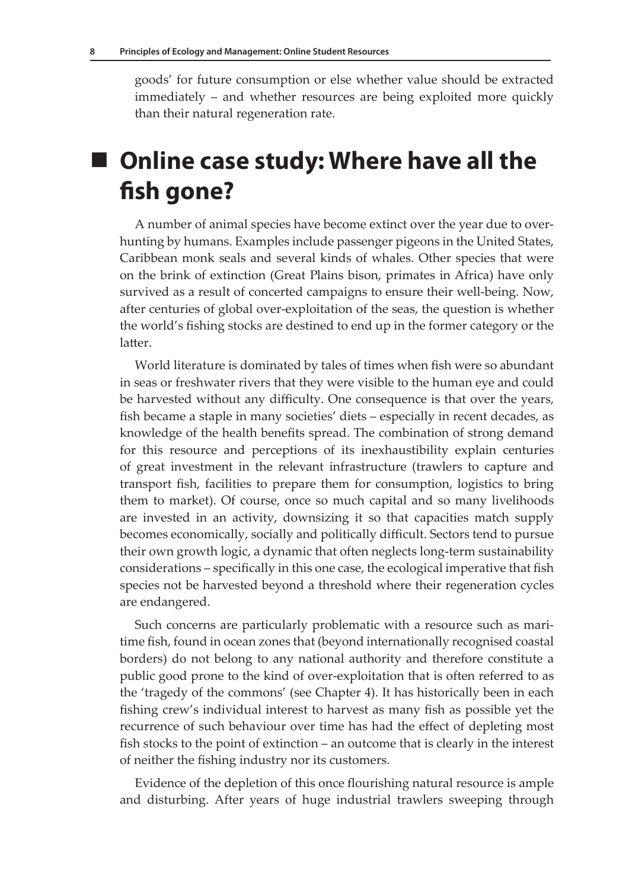goods' for future consumption or else whether value should be extracted immediately – and whether resources are being exploited more quickly than their natural regeneration rate.

## Online case study: Where have all the fish gone?

A number of animal species have become extinct over the year due to over-hunting by humans. Examples include passenger pigeons in the United States, Caribbean monk seals and several kinds of whales. Other species that were on the brink of extinction (Great Plains bison, primates in Africa) have only survived as a result of concerted campaigns to ensure their well-being. Now, after centuries of global over-exploitation of the seas, the question is whether the world's fishing stocks are destined to end up in the former category or the latter.

World literature is dominated by tales of times when fish were so abundant in seas or freshwater rivers that they were visible to the human eye and could be harvested without any difficulty. One consequence is that over the years, fish became a staple in many societies' diets – especially in recent decades, as knowledge of the health benefits spread. The combination of strong demand for this resource and perceptions of its inexhaustibility explain centuries of great investment in the relevant infrastructure (trawlers to capture and transport fish, facilities to prepare them for consumption, logistics to bring them to market). Of course, once so much capital and so many livelihoods are invested in an activity, downsizing it so that capacities match supply becomes economically, socially and politically difficult. Sectors tend to pursue their own growth logic, a dynamic that often neglects long-term sustainability considerations – specifically in this one case, the ecological imperative that fish species not be harvested beyond a threshold where their regeneration cycles are endangered.

Such concerns are particularly problematic with a resource such as maritime fish, found in ocean zones that (beyond internationally recognised coastal borders) do not belong to any national authority and therefore constitute a public good prone to the kind of over-exploitation that is often referred to as the 'tragedy of the commons' (see Chapter 4). It has historically been in each fishing crew's individual interest to harvest as many fish as possible yet the recurrence of such behaviour over time has had the effect of depleting most fish stocks to the point of extinction – an outcome that is clearly in the interest of neither the fishing industry nor its customers.

Evidence of the depletion of this once flourishing natural resource is ample and disturbing. After years of huge industrial trawlers sweeping through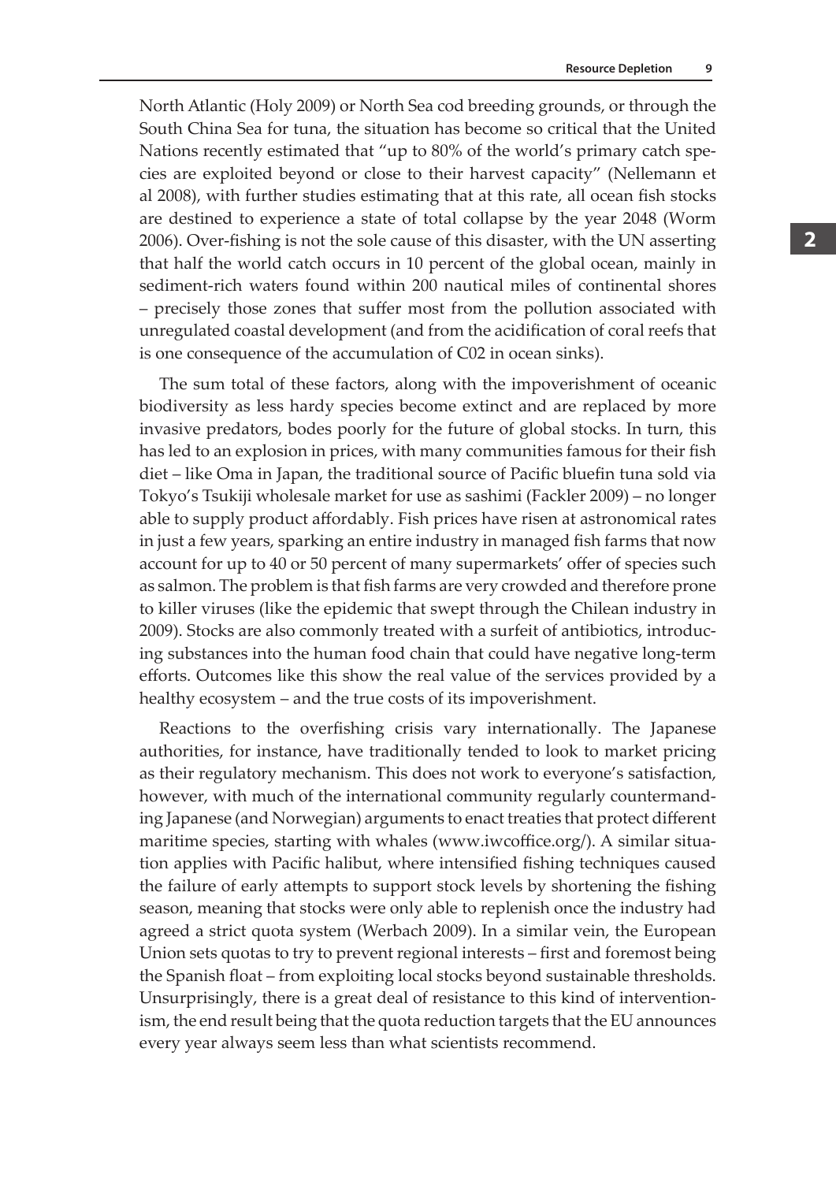North Atlantic (Holy 2009) or North Sea cod breeding grounds, or through the South China Sea for tuna, the situation has become so critical that the United Nations recently estimated that "up to 80% of the world's primary catch species are exploited beyond or close to their harvest capacity" (Nellemann et al 2008), with further studies estimating that at this rate, all ocean fish stocks are destined to experience a state of total collapse by the year 2048 (Worm 2006). Over-fishing is not the sole cause of this disaster, with the UN asserting that half the world catch occurs in 10 percent of the global ocean, mainly in sediment-rich waters found within 200 nautical miles of continental shores – precisely those zones that suffer most from the pollution associated with unregulated coastal development (and from the acidification of coral reefs that is one consequence of the accumulation of C02 in ocean sinks).

The sum total of these factors, along with the impoverishment of oceanic biodiversity as less hardy species become extinct and are replaced by more invasive predators, bodes poorly for the future of global stocks. In turn, this has led to an explosion in prices, with many communities famous for their fish diet – like Oma in Japan, the traditional source of Pacific bluefin tuna sold via Tokyo's Tsukiji wholesale market for use as sashimi (Fackler 2009) – no longer able to supply product affordably. Fish prices have risen at astronomical rates in just a few years, sparking an entire industry in managed fish farms that now account for up to 40 or 50 percent of many supermarkets' offer of species such as salmon. The problem is that fish farms are very crowded and therefore prone to killer viruses (like the epidemic that swept through the Chilean industry in 2009). Stocks are also commonly treated with a surfeit of antibiotics, introducing substances into the human food chain that could have negative long-term efforts. Outcomes like this show the real value of the services provided by a healthy ecosystem – and the true costs of its impoverishment.

Reactions to the overfishing crisis vary internationally. The Japanese authorities, for instance, have traditionally tended to look to market pricing as their regulatory mechanism. This does not work to everyone's satisfaction, however, with much of the international community regularly countermanding Japanese (and Norwegian) arguments to enact treaties that protect different maritime species, starting with whales (www.iwcoffice.org/). A similar situation applies with Pacific halibut, where intensified fishing techniques caused the failure of early attempts to support stock levels by shortening the fishing season, meaning that stocks were only able to replenish once the industry had agreed a strict quota system (Werbach 2009). In a similar vein, the European Union sets quotas to try to prevent regional interests – first and foremost being the Spanish float – from exploiting local stocks beyond sustainable thresholds. Unsurprisingly, there is a great deal of resistance to this kind of interventionism, the end result being that the quota reduction targets that the EU announces every year always seem less than what scientists recommend.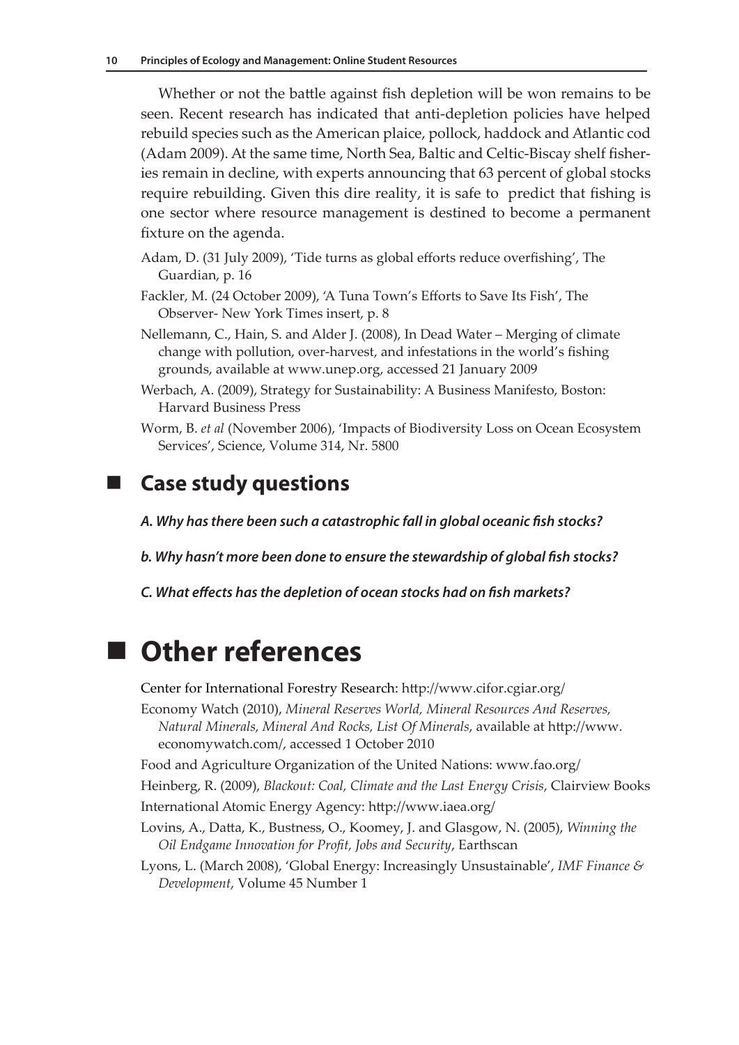Whether or not the battle against fish depletion will be won remains to be seen. Recent research has indicated that anti-depletion policies have helped rebuild species such as the American plaice, pollock, haddock and Atlantic cod (Adam 2009). At the same time, North Sea, Baltic and Celtic-Biscay shelf fisheries remain in decline, with experts announcing that 63 percent of global stocks require rebuilding. Given this dire reality, it is safe to predict that fishing is one sector where resource management is destined to become a permanent fixture on the agenda.

Adam, D. (31 July 2009), 'Tide turns as global efforts reduce overfishing', The Guardian, p. 16

Fackler, M. (24 October 2009), 'A Tuna Town's Efforts to Save Its Fish', The Observer- New York Times insert, p. 8

Nellemann, C., Hain, S. and Alder J. (2008), In Dead Water – Merging of climate change with pollution, over-harvest, and infestations in the world's fishing grounds, available at www.unep.org, accessed 21 January 2009

Werbach, A. (2009), Strategy for Sustainability: A Business Manifesto, Boston: Harvard Business Press

Worm, B. *et al* (November 2006), 'Impacts of Biodiversity Loss on Ocean Ecosystem Services', Science, Volume 314, Nr. 5800

## Case study questions

***A. Why has there been such a catastrophic fall in global oceanic fish stocks?***

***b. Why hasn't more been done to ensure the stewardship of global fish stocks?***

***C. What effects has the depletion of ocean stocks had on fish markets?***

# Other references

Center for International Forestry Research: http://www.cifor.cgiar.org/

Economy Watch (2010), *Mineral Reserves World, Mineral Resources And Reserves, Natural Minerals, Mineral And Rocks, List Of Minerals*, available at http://www.economywatch.com/, accessed 1 October 2010

Food and Agriculture Organization of the United Nations: www.fao.org/

Heinberg, R. (2009), *Blackout: Coal, Climate and the Last Energy Crisis*, Clairview Books

International Atomic Energy Agency: http://www.iaea.org/

Lovins, A., Datta, K., Bustness, O., Koomey, J. and Glasgow, N. (2005), *Winning the Oil Endgame Innovation for Profit, Jobs and Security*, Earthscan

Lyons, L. (March 2008), 'Global Energy: Increasingly Unsustainable', *IMF Finance & Development*, Volume 45 Number 1